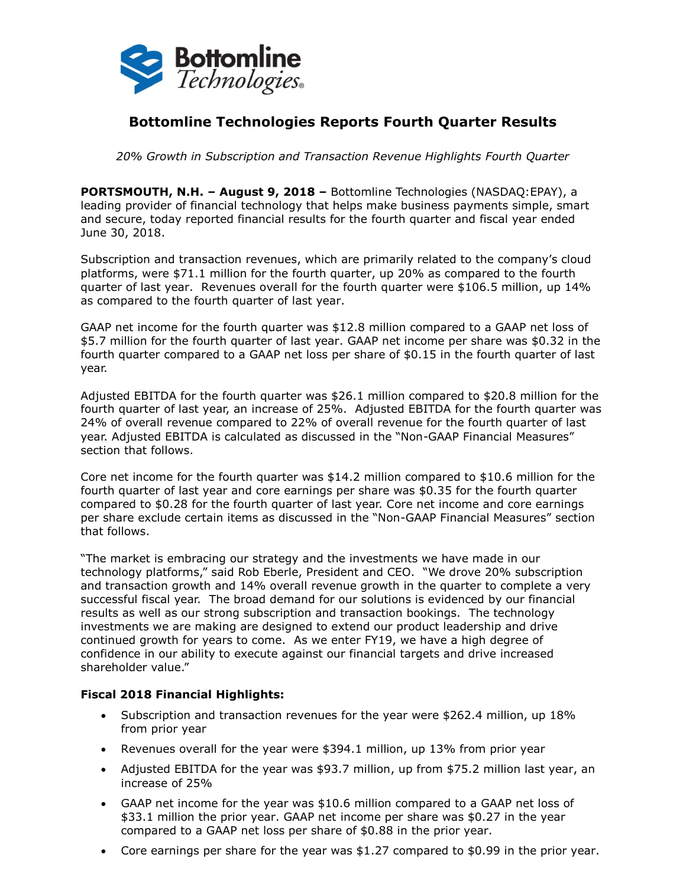# Bottomline Technologies Reports Fourth Quarter Results

*20% Growth in Subscription and Transaction Revenue Highlights Fourth Quarter*

**PORTSMOUTH, N.H. – August 9, 2018 –** Bottomline Technologies (NASDAQ:EPAY), a leading provider of financial technology that helps make business payments simple, smart and secure, today reported financial results for the fourth quarter and fiscal year ended June 30, 2018.

Subscription and transaction revenues, which are primarily related to the company's cloud platforms, were $71.1 million for the fourth quarter, up 20% as compared to the fourth quarter of last year. Revenues overall for the fourth quarter were $106.5 million, up 14% as compared to the fourth quarter of last year.

GAAP net income for the fourth quarter was $12.8 million compared to a GAAP net loss of $5.7 million for the fourth quarter of last year. GAAP net income per share was $0.32 in the fourth quarter compared to a GAAP net loss per share of $0.15 in the fourth quarter of last year.

Adjusted EBITDA for the fourth quarter was $26.1 million compared to $20.8 million for the fourth quarter of last year, an increase of 25%. Adjusted EBITDA for the fourth quarter was 24% of overall revenue compared to 22% of overall revenue for the fourth quarter of last year. Adjusted EBITDA is calculated as discussed in the "Non-GAAP Financial Measures" section that follows.

Core net income for the fourth quarter was $14.2 million compared to $10.6 million for the fourth quarter of last year and core earnings per share was $0.35 for the fourth quarter compared to $0.28 for the fourth quarter of last year. Core net income and core earnings per share exclude certain items as discussed in the "Non-GAAP Financial Measures" section that follows.

"The market is embracing our strategy and the investments we have made in our technology platforms," said Rob Eberle, President and CEO. "We drove 20% subscription and transaction growth and 14% overall revenue growth in the quarter to complete a very successful fiscal year. The broad demand for our solutions is evidenced by our financial results as well as our strong subscription and transaction bookings. The technology investments we are making are designed to extend our product leadership and drive continued growth for years to come. As we enter FY19, we have a high degree of confidence in our ability to execute against our financial targets and drive increased shareholder value."

**Fiscal 2018 Financial Highlights:**

- Subscription and transaction revenues for the year were $262.4 million, up 18% from prior year
- Revenues overall for the year were $394.1 million, up 13% from prior year
- Adjusted EBITDA for the year was $93.7 million, up from $75.2 million last year, an increase of 25%
- GAAP net income for the year was $10.6 million compared to a GAAP net loss of $33.1 million the prior year. GAAP net income per share was $0.27 in the year compared to a GAAP net loss per share of $0.88 in the prior year.
- Core earnings per share for the year was $1.27 compared to $0.99 in the prior year.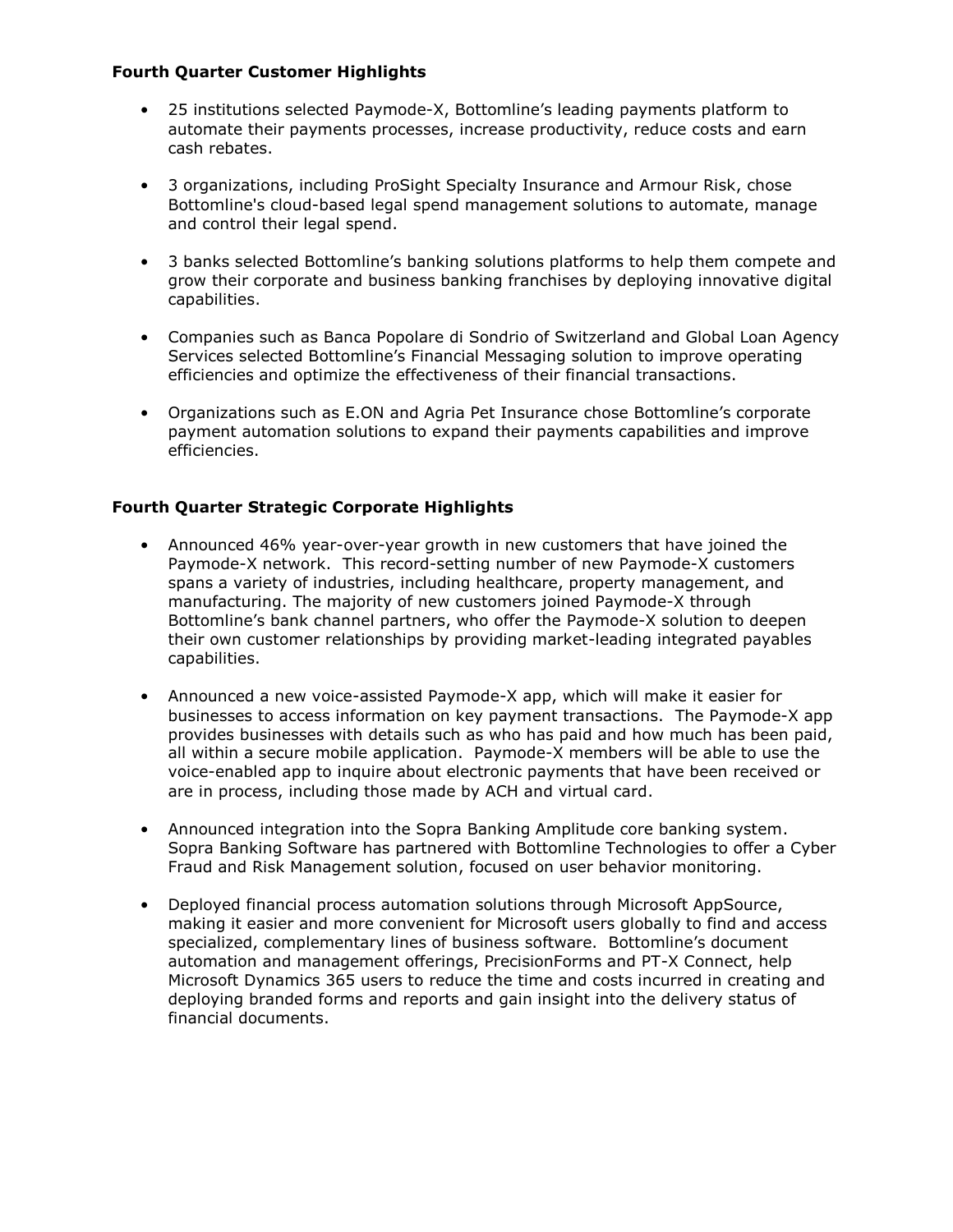**Fourth Quarter Customer Highlights**

- 25 institutions selected Paymode-X, Bottomline's leading payments platform to automate their payments processes, increase productivity, reduce costs and earn cash rebates.
- 3 organizations, including ProSight Specialty Insurance and Armour Risk, chose Bottomline's cloud-based legal spend management solutions to automate, manage and control their legal spend.
- 3 banks selected Bottomline's banking solutions platforms to help them compete and grow their corporate and business banking franchises by deploying innovative digital capabilities.
- Companies such as Banca Popolare di Sondrio of Switzerland and Global Loan Agency Services selected Bottomline's Financial Messaging solution to improve operating efficiencies and optimize the effectiveness of their financial transactions.
- Organizations such as E.ON and Agria Pet Insurance chose Bottomline's corporate payment automation solutions to expand their payments capabilities and improve efficiencies.

**Fourth Quarter Strategic Corporate Highlights**

- Announced 46% year-over-year growth in new customers that have joined the Paymode-X network. This record-setting number of new Paymode-X customers spans a variety of industries, including healthcare, property management, and manufacturing. The majority of new customers joined Paymode-X through Bottomline's bank channel partners, who offer the Paymode-X solution to deepen their own customer relationships by providing market-leading integrated payables capabilities.
- Announced a new voice-assisted Paymode-X app, which will make it easier for businesses to access information on key payment transactions. The Paymode-X app provides businesses with details such as who has paid and how much has been paid, all within a secure mobile application. Paymode-X members will be able to use the voice-enabled app to inquire about electronic payments that have been received or are in process, including those made by ACH and virtual card.
- Announced integration into the Sopra Banking Amplitude core banking system. Sopra Banking Software has partnered with Bottomline Technologies to offer a Cyber Fraud and Risk Management solution, focused on user behavior monitoring.
- Deployed financial process automation solutions through Microsoft AppSource, making it easier and more convenient for Microsoft users globally to find and access specialized, complementary lines of business software. Bottomline's document automation and management offerings, PrecisionForms and PT-X Connect, help Microsoft Dynamics 365 users to reduce the time and costs incurred in creating and deploying branded forms and reports and gain insight into the delivery status of financial documents.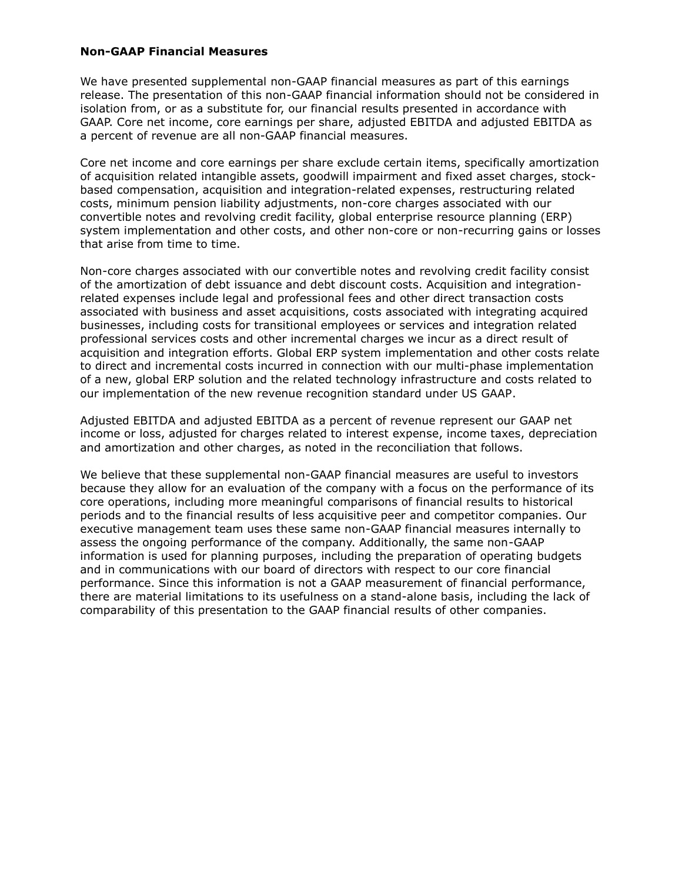**Non-GAAP Financial Measures**

We have presented supplemental non-GAAP financial measures as part of this earnings release. The presentation of this non-GAAP financial information should not be considered in isolation from, or as a substitute for, our financial results presented in accordance with GAAP. Core net income, core earnings per share, adjusted EBITDA and adjusted EBITDA as a percent of revenue are all non-GAAP financial measures.

Core net income and core earnings per share exclude certain items, specifically amortization of acquisition related intangible assets, goodwill impairment and fixed asset charges, stock-based compensation, acquisition and integration-related expenses, restructuring related costs, minimum pension liability adjustments, non-core charges associated with our convertible notes and revolving credit facility, global enterprise resource planning (ERP) system implementation and other costs, and other non-core or non-recurring gains or losses that arise from time to time.

Non-core charges associated with our convertible notes and revolving credit facility consist of the amortization of debt issuance and debt discount costs. Acquisition and integration-related expenses include legal and professional fees and other direct transaction costs associated with business and asset acquisitions, costs associated with integrating acquired businesses, including costs for transitional employees or services and integration related professional services costs and other incremental charges we incur as a direct result of acquisition and integration efforts. Global ERP system implementation and other costs relate to direct and incremental costs incurred in connection with our multi-phase implementation of a new, global ERP solution and the related technology infrastructure and costs related to our implementation of the new revenue recognition standard under US GAAP.

Adjusted EBITDA and adjusted EBITDA as a percent of revenue represent our GAAP net income or loss, adjusted for charges related to interest expense, income taxes, depreciation and amortization and other charges, as noted in the reconciliation that follows.

We believe that these supplemental non-GAAP financial measures are useful to investors because they allow for an evaluation of the company with a focus on the performance of its core operations, including more meaningful comparisons of financial results to historical periods and to the financial results of less acquisitive peer and competitor companies. Our executive management team uses these same non-GAAP financial measures internally to assess the ongoing performance of the company. Additionally, the same non-GAAP information is used for planning purposes, including the preparation of operating budgets and in communications with our board of directors with respect to our core financial performance. Since this information is not a GAAP measurement of financial performance, there are material limitations to its usefulness on a stand-alone basis, including the lack of comparability of this presentation to the GAAP financial results of other companies.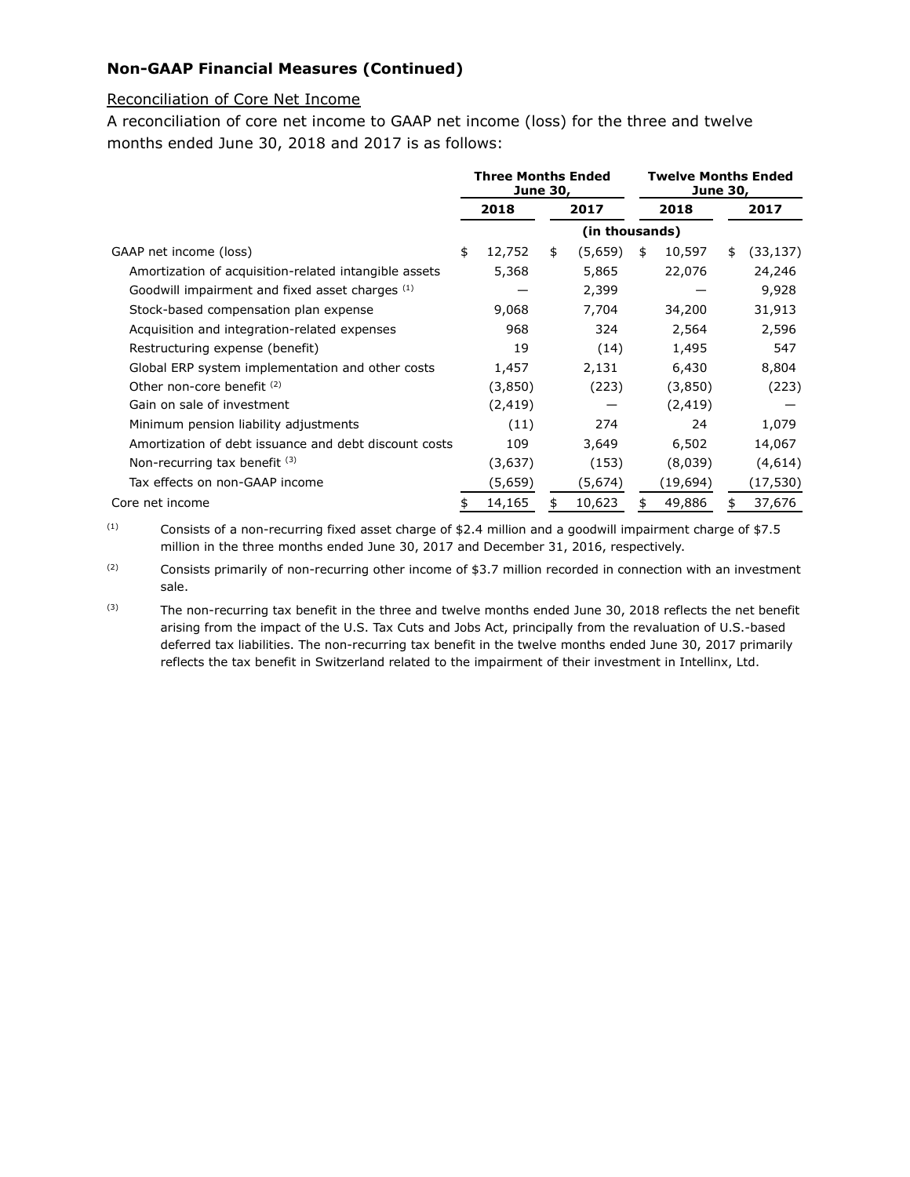**Non-GAAP Financial Measures (Continued)**

Reconciliation of Core Net Income

A reconciliation of core net income to GAAP net income (loss) for the three and twelve months ended June 30, 2018 and 2017 is as follows:

| | Three Months Ended June 30, | | Twelve Months Ended June 30, | |
|---|---|---|---|---|
| | 2018 | 2017 | 2018 | 2017 |
| | (in thousands) | | | |
| GAAP net income (loss) | $ 12,752 | $ (5,659) | $ 10,597 | $ (33,137) |
| Amortization of acquisition-related intangible assets | 5,368 | 5,865 | 22,076 | 24,246 |
| Goodwill impairment and fixed asset charges [(1)] | — | 2,399 | — | 9,928 |
| Stock-based compensation plan expense | 9,068 | 7,704 | 34,200 | 31,913 |
| Acquisition and integration-related expenses | 968 | 324 | 2,564 | 2,596 |
| Restructuring expense (benefit) | 19 | (14) | 1,495 | 547 |
| Global ERP system implementation and other costs | 1,457 | 2,131 | 6,430 | 8,804 |
| Other non-core benefit [(2)] | (3,850) | (223) | (3,850) | (223) |
| Gain on sale of investment | (2,419) | — | (2,419) | — |
| Minimum pension liability adjustments | (11) | 274 | 24 | 1,079 |
| Amortization of debt issuance and debt discount costs | 109 | 3,649 | 6,502 | 14,067 |
| Non-recurring tax benefit [(3)] | (3,637) | (153) | (8,039) | (4,614) |
| Tax effects on non-GAAP income | (5,659) | (5,674) | (19,694) | (17,530) |
| Core net income | $ 14,165 | $ 10,623 | $ 49,886 | $ 37,676 |

(1) Consists of a non-recurring fixed asset charge of $2.4 million and a goodwill impairment charge of $7.5 million in the three months ended June 30, 2017 and December 31, 2016, respectively.

(2) Consists primarily of non-recurring other income of $3.7 million recorded in connection with an investment sale.

(3) The non-recurring tax benefit in the three and twelve months ended June 30, 2018 reflects the net benefit arising from the impact of the U.S. Tax Cuts and Jobs Act, principally from the revaluation of U.S.-based deferred tax liabilities. The non-recurring tax benefit in the twelve months ended June 30, 2017 primarily reflects the tax benefit in Switzerland related to the impairment of their investment in Intellinx, Ltd.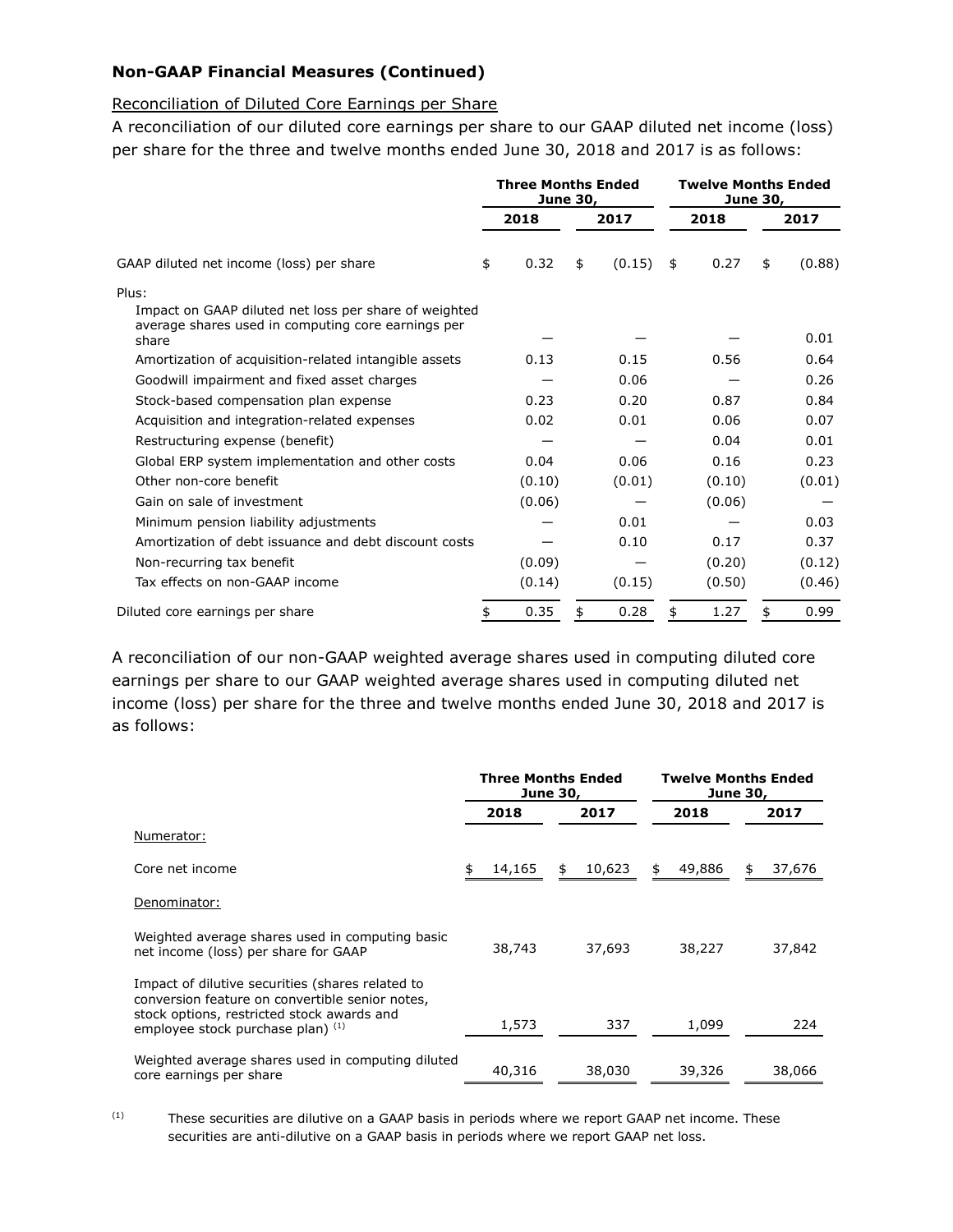## Non-GAAP Financial Measures (Continued)

Reconciliation of Diluted Core Earnings per Share

A reconciliation of our diluted core earnings per share to our GAAP diluted net income (loss) per share for the three and twelve months ended June 30, 2018 and 2017 is as follows:

| | Three Months Ended June 30, | | Twelve Months Ended June 30, | |
|---|---|---|---|---|
| | 2018 | 2017 | 2018 | 2017 |
| GAAP diluted net income (loss) per share | $ 0.32 | $ (0.15) | $ 0.27 | $ (0.88) |
| Plus: | | | | |
| Impact on GAAP diluted net loss per share of weighted average shares used in computing core earnings per share | — | — | — | 0.01 |
| Amortization of acquisition-related intangible assets | 0.13 | 0.15 | 0.56 | 0.64 |
| Goodwill impairment and fixed asset charges | — | 0.06 | — | 0.26 |
| Stock-based compensation plan expense | 0.23 | 0.20 | 0.87 | 0.84 |
| Acquisition and integration-related expenses | 0.02 | 0.01 | 0.06 | 0.07 |
| Restructuring expense (benefit) | — | — | 0.04 | 0.01 |
| Global ERP system implementation and other costs | 0.04 | 0.06 | 0.16 | 0.23 |
| Other non-core benefit | (0.10) | (0.01) | (0.10) | (0.01) |
| Gain on sale of investment | (0.06) | — | (0.06) | — |
| Minimum pension liability adjustments | — | 0.01 | — | 0.03 |
| Amortization of debt issuance and debt discount costs | — | 0.10 | 0.17 | 0.37 |
| Non-recurring tax benefit | (0.09) | — | (0.20) | (0.12) |
| Tax effects on non-GAAP income | (0.14) | (0.15) | (0.50) | (0.46) |
| Diluted core earnings per share | $ 0.35 | $ 0.28 | $ 1.27 | $ 0.99 |

A reconciliation of our non-GAAP weighted average shares used in computing diluted core earnings per share to our GAAP weighted average shares used in computing diluted net income (loss) per share for the three and twelve months ended June 30, 2018 and 2017 is as follows:

| | Three Months Ended June 30, | | Twelve Months Ended June 30, | |
|---|---|---|---|---|
| | 2018 | 2017 | 2018 | 2017 |
| Numerator: | | | | |
| Core net income | $ 14,165 | $ 10,623 | $ 49,886 | $ 37,676 |
| Denominator: | | | | |
| Weighted average shares used in computing basic net income (loss) per share for GAAP | 38,743 | 37,693 | 38,227 | 37,842 |
| Impact of dilutive securities (shares related to conversion feature on convertible senior notes, stock options, restricted stock awards and employee stock purchase plan) [(1)] | 1,573 | 337 | 1,099 | 224 |
| Weighted average shares used in computing diluted core earnings per share | 40,316 | 38,030 | 39,326 | 38,066 |

(1) These securities are dilutive on a GAAP basis in periods where we report GAAP net income. These securities are anti-dilutive on a GAAP basis in periods where we report GAAP net loss.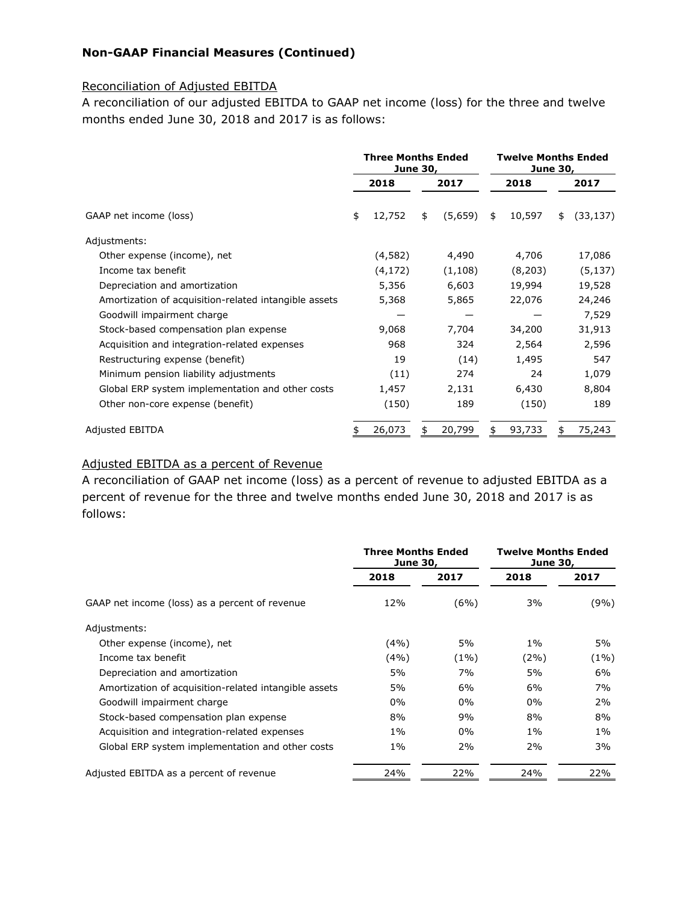## Non-GAAP Financial Measures (Continued)

Reconciliation of Adjusted EBITDA

A reconciliation of our adjusted EBITDA to GAAP net income (loss) for the three and twelve months ended June 30, 2018 and 2017 is as follows:

| | Three Months Ended June 30, | | Twelve Months Ended June 30, | |
|---|---|---|---|---|
| | 2018 | 2017 | 2018 | 2017 |
| GAAP net income (loss) | $ 12,752 | $ (5,659) | $ 10,597 | $ (33,137) |
| Adjustments: | | | | |
| Other expense (income), net | (4,582) | 4,490 | 4,706 | 17,086 |
| Income tax benefit | (4,172) | (1,108) | (8,203) | (5,137) |
| Depreciation and amortization | 5,356 | 6,603 | 19,994 | 19,528 |
| Amortization of acquisition-related intangible assets | 5,368 | 5,865 | 22,076 | 24,246 |
| Goodwill impairment charge | — | — | — | 7,529 |
| Stock-based compensation plan expense | 9,068 | 7,704 | 34,200 | 31,913 |
| Acquisition and integration-related expenses | 968 | 324 | 2,564 | 2,596 |
| Restructuring expense (benefit) | 19 | (14) | 1,495 | 547 |
| Minimum pension liability adjustments | (11) | 274 | 24 | 1,079 |
| Global ERP system implementation and other costs | 1,457 | 2,131 | 6,430 | 8,804 |
| Other non-core expense (benefit) | (150) | 189 | (150) | 189 |
| Adjusted EBITDA | $ 26,073 | $ 20,799 | $ 93,733 | $ 75,243 |

Adjusted EBITDA as a percent of Revenue

A reconciliation of GAAP net income (loss) as a percent of revenue to adjusted EBITDA as a percent of revenue for the three and twelve months ended June 30, 2018 and 2017 is as follows:

| | Three Months Ended June 30, | | Twelve Months Ended June 30, | |
|---|---|---|---|---|
| | 2018 | 2017 | 2018 | 2017 |
| GAAP net income (loss) as a percent of revenue | 12% | (6%) | 3% | (9%) |
| Adjustments: | | | | |
| Other expense (income), net | (4%) | 5% | 1% | 5% |
| Income tax benefit | (4%) | (1%) | (2%) | (1%) |
| Depreciation and amortization | 5% | 7% | 5% | 6% |
| Amortization of acquisition-related intangible assets | 5% | 6% | 6% | 7% |
| Goodwill impairment charge | 0% | 0% | 0% | 2% |
| Stock-based compensation plan expense | 8% | 9% | 8% | 8% |
| Acquisition and integration-related expenses | 1% | 0% | 1% | 1% |
| Global ERP system implementation and other costs | 1% | 2% | 2% | 3% |
| Adjusted EBITDA as a percent of revenue | 24% | 22% | 24% | 22% |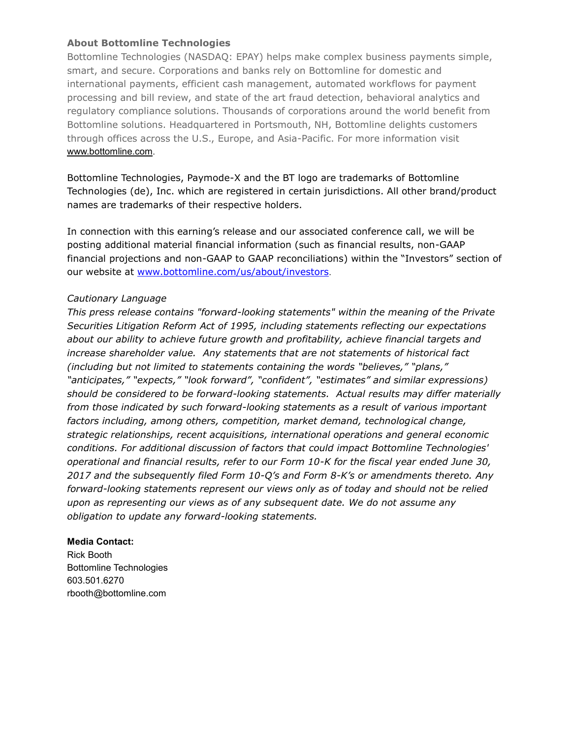**About Bottomline Technologies**

Bottomline Technologies (NASDAQ: EPAY) helps make complex business payments simple, smart, and secure. Corporations and banks rely on Bottomline for domestic and international payments, efficient cash management, automated workflows for payment processing and bill review, and state of the art fraud detection, behavioral analytics and regulatory compliance solutions. Thousands of corporations around the world benefit from Bottomline solutions. Headquartered in Portsmouth, NH, Bottomline delights customers through offices across the U.S., Europe, and Asia-Pacific. For more information visit www.bottomline.com.

Bottomline Technologies, Paymode-X and the BT logo are trademarks of Bottomline Technologies (de), Inc. which are registered in certain jurisdictions. All other brand/product names are trademarks of their respective holders.

In connection with this earning's release and our associated conference call, we will be posting additional material financial information (such as financial results, non-GAAP financial projections and non-GAAP to GAAP reconciliations) within the "Investors" section of our website at www.bottomline.com/us/about/investors.

*Cautionary Language*

*This press release contains "forward-looking statements" within the meaning of the Private Securities Litigation Reform Act of 1995, including statements reflecting our expectations about our ability to achieve future growth and profitability, achieve financial targets and increase shareholder value. Any statements that are not statements of historical fact (including but not limited to statements containing the words "believes," "plans," "anticipates," "expects," "look forward", "confident", "estimates" and similar expressions) should be considered to be forward-looking statements. Actual results may differ materially from those indicated by such forward-looking statements as a result of various important factors including, among others, competition, market demand, technological change, strategic relationships, recent acquisitions, international operations and general economic conditions. For additional discussion of factors that could impact Bottomline Technologies' operational and financial results, refer to our Form 10-K for the fiscal year ended June 30, 2017 and the subsequently filed Form 10-Q's and Form 8-K's or amendments thereto. Any forward-looking statements represent our views only as of today and should not be relied upon as representing our views as of any subsequent date. We do not assume any obligation to update any forward-looking statements.*

**Media Contact:**
Rick Booth
Bottomline Technologies
603.501.6270
rbooth@bottomline.com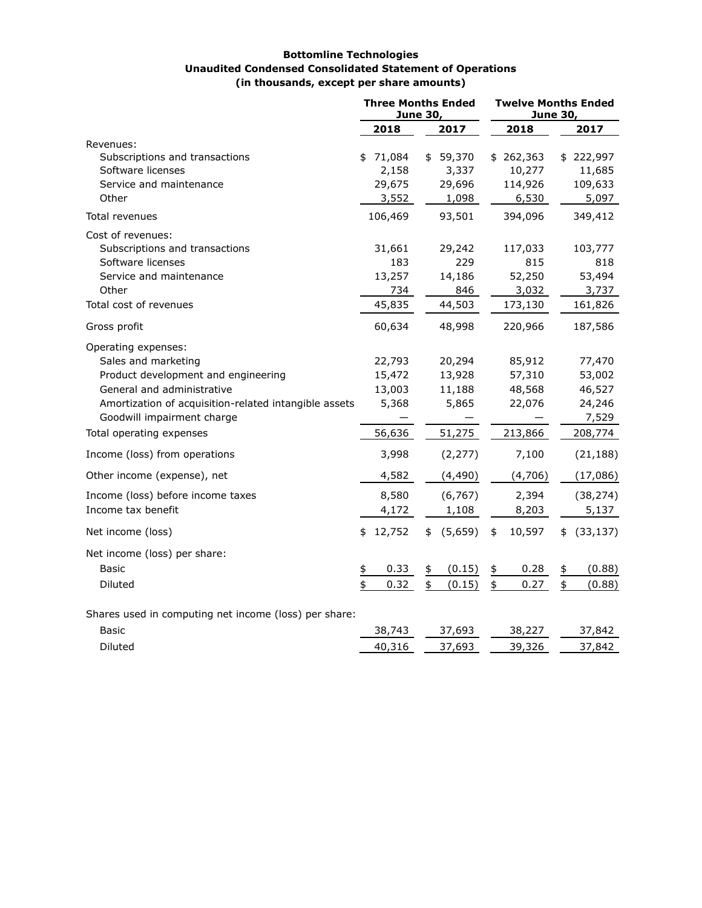**Bottomline Technologies**
**Unaudited Condensed Consolidated Statement of Operations**
**(in thousands, except per share amounts)**

| | Three Months Ended June 30, | | Twelve Months Ended June 30, | |
|---|---|---|---|---|
| | 2018 | 2017 | 2018 | 2017 |
| Revenues: | | | | |
| Subscriptions and transactions | $ 71,084 | $ 59,370 | $ 262,363 | $ 222,997 |
| Software licenses | 2,158 | 3,337 | 10,277 | 11,685 |
| Service and maintenance | 29,675 | 29,696 | 114,926 | 109,633 |
| Other | 3,552 | 1,098 | 6,530 | 5,097 |
| Total revenues | 106,469 | 93,501 | 394,096 | 349,412 |
| Cost of revenues: | | | | |
| Subscriptions and transactions | 31,661 | 29,242 | 117,033 | 103,777 |
| Software licenses | 183 | 229 | 815 | 818 |
| Service and maintenance | 13,257 | 14,186 | 52,250 | 53,494 |
| Other | 734 | 846 | 3,032 | 3,737 |
| Total cost of revenues | 45,835 | 44,503 | 173,130 | 161,826 |
| Gross profit | 60,634 | 48,998 | 220,966 | 187,586 |
| Operating expenses: | | | | |
| Sales and marketing | 22,793 | 20,294 | 85,912 | 77,470 |
| Product development and engineering | 15,472 | 13,928 | 57,310 | 53,002 |
| General and administrative | 13,003 | 11,188 | 48,568 | 46,527 |
| Amortization of acquisition-related intangible assets | 5,368 | 5,865 | 22,076 | 24,246 |
| Goodwill impairment charge | — | — | — | 7,529 |
| Total operating expenses | 56,636 | 51,275 | 213,866 | 208,774 |
| Income (loss) from operations | 3,998 | (2,277) | 7,100 | (21,188) |
| Other income (expense), net | 4,582 | (4,490) | (4,706) | (17,086) |
| Income (loss) before income taxes | 8,580 | (6,767) | 2,394 | (38,274) |
| Income tax benefit | 4,172 | 1,108 | 8,203 | 5,137 |
| Net income (loss) | $ 12,752 | $ (5,659) | $ 10,597 | $ (33,137) |
| Net income (loss) per share: | | | | |
| Basic | $ 0.33 | $ (0.15) | $ 0.28 | $ (0.88) |
| Diluted | $ 0.32 | $ (0.15) | $ 0.27 | $ (0.88) |
| Shares used in computing net income (loss) per share: | | | | |
| Basic | 38,743 | 37,693 | 38,227 | 37,842 |
| Diluted | 40,316 | 37,693 | 39,326 | 37,842 |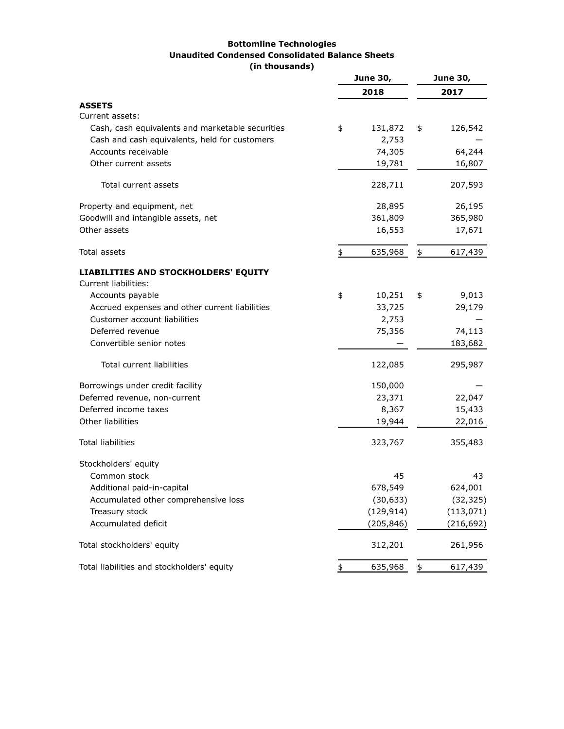**Bottomline Technologies**
**Unaudited Condensed Consolidated Balance Sheets**
**(in thousands)**

| | June 30, 2018 | June 30, 2017 |
|---|---|---|
| **ASSETS** | | |
| Current assets: | | |
| Cash, cash equivalents and marketable securities | $ 131,872 | $ 126,542 |
| Cash and cash equivalents, held for customers | 2,753 | — |
| Accounts receivable | 74,305 | 64,244 |
| Other current assets | 19,781 | 16,807 |
| Total current assets | 228,711 | 207,593 |
| Property and equipment, net | 28,895 | 26,195 |
| Goodwill and intangible assets, net | 361,809 | 365,980 |
| Other assets | 16,553 | 17,671 |
| Total assets | $ 635,968 | $ 617,439 |
| **LIABILITIES AND STOCKHOLDERS' EQUITY** | | |
| Current liabilities: | | |
| Accounts payable | $ 10,251 | $ 9,013 |
| Accrued expenses and other current liabilities | 33,725 | 29,179 |
| Customer account liabilities | 2,753 | — |
| Deferred revenue | 75,356 | 74,113 |
| Convertible senior notes | — | 183,682 |
| Total current liabilities | 122,085 | 295,987 |
| Borrowings under credit facility | 150,000 | — |
| Deferred revenue, non-current | 23,371 | 22,047 |
| Deferred income taxes | 8,367 | 15,433 |
| Other liabilities | 19,944 | 22,016 |
| Total liabilities | 323,767 | 355,483 |
| Stockholders' equity | | |
| Common stock | 45 | 43 |
| Additional paid-in-capital | 678,549 | 624,001 |
| Accumulated other comprehensive loss | (30,633) | (32,325) |
| Treasury stock | (129,914) | (113,071) |
| Accumulated deficit | (205,846) | (216,692) |
| Total stockholders' equity | 312,201 | 261,956 |
| Total liabilities and stockholders' equity | $ 635,968 | $ 617,439 |